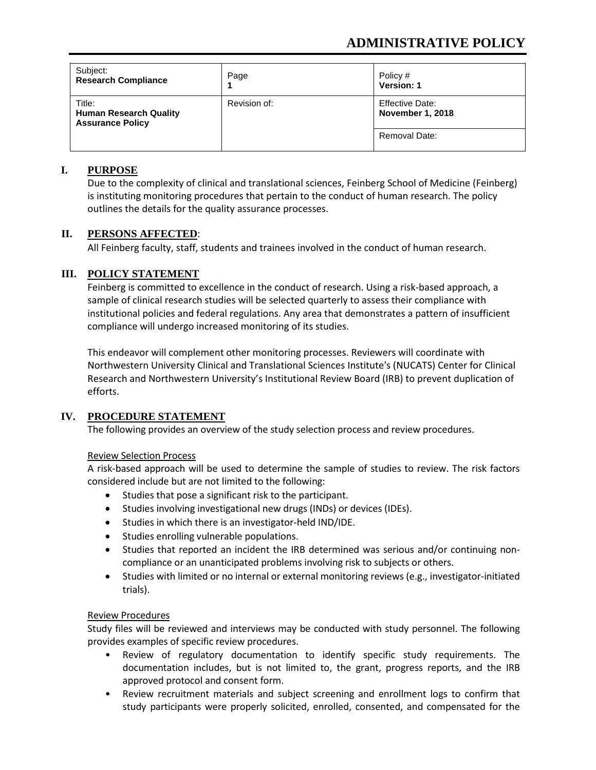# ADMINISTRATIVE POLICY

| Subject: **Research Compliance** | Page **1** | Policy # **Version: 1** |
|---|---|---|
| Title: **Human Research Quality Assurance Policy** | Revision of: | Effective Date: **November 1, 2018** |
| | | Removal Date: |

## I. PURPOSE

Due to the complexity of clinical and translational sciences, Feinberg School of Medicine (Feinberg) is instituting monitoring procedures that pertain to the conduct of human research. The policy outlines the details for the quality assurance processes.

## II. PERSONS AFFECTED:

All Feinberg faculty, staff, students and trainees involved in the conduct of human research.

## III. POLICY STATEMENT

Feinberg is committed to excellence in the conduct of research. Using a risk-based approach, a sample of clinical research studies will be selected quarterly to assess their compliance with institutional policies and federal regulations. Any area that demonstrates a pattern of insufficient compliance will undergo increased monitoring of its studies.

This endeavor will complement other monitoring processes. Reviewers will coordinate with Northwestern University Clinical and Translational Sciences Institute's (NUCATS) Center for Clinical Research and Northwestern University's Institutional Review Board (IRB) to prevent duplication of efforts.

## IV. PROCEDURE STATEMENT

The following provides an overview of the study selection process and review procedures.

Review Selection Process

A risk-based approach will be used to determine the sample of studies to review. The risk factors considered include but are not limited to the following:

- Studies that pose a significant risk to the participant.
- Studies involving investigational new drugs (INDs) or devices (IDEs).
- Studies in which there is an investigator-held IND/IDE.
- Studies enrolling vulnerable populations.
- Studies that reported an incident the IRB determined was serious and/or continuing non-compliance or an unanticipated problems involving risk to subjects or others.
- Studies with limited or no internal or external monitoring reviews (e.g., investigator-initiated trials).

Review Procedures

Study files will be reviewed and interviews may be conducted with study personnel. The following provides examples of specific review procedures.

- Review of regulatory documentation to identify specific study requirements. The documentation includes, but is not limited to, the grant, progress reports, and the IRB approved protocol and consent form.
- Review recruitment materials and subject screening and enrollment logs to confirm that study participants were properly solicited, enrolled, consented, and compensated for the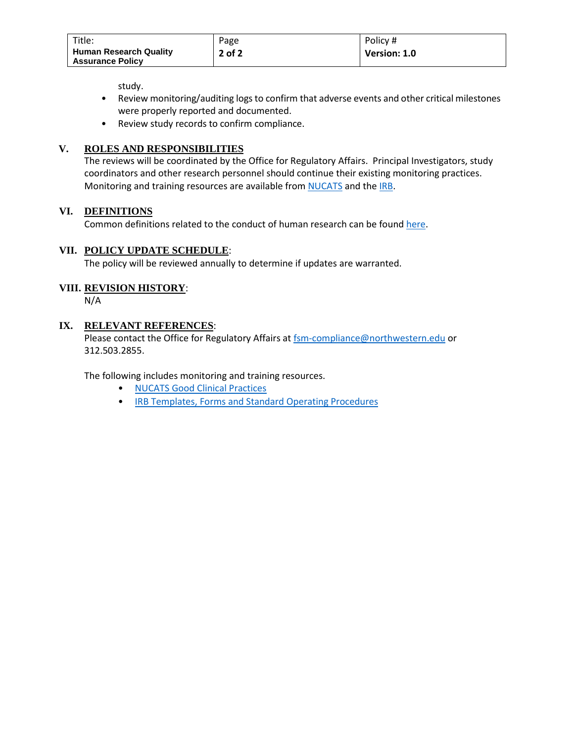study.

- Review monitoring/auditing logs to confirm that adverse events and other critical milestones were properly reported and documented.
- Review study records to confirm compliance.

## V. ROLES AND RESPONSIBILITIES

The reviews will be coordinated by the Office for Regulatory Affairs. Principal Investigators, study coordinators and other research personnel should continue their existing monitoring practices. Monitoring and training resources are available from NUCATS and the IRB.

## VI. DEFINITIONS

Common definitions related to the conduct of human research can be found here.

## VII. POLICY UPDATE SCHEDULE:

The policy will be reviewed annually to determine if updates are warranted.

## VIII. REVISION HISTORY:

N/A

## IX. RELEVANT REFERENCES:

Please contact the Office for Regulatory Affairs at fsm-compliance@northwestern.edu or 312.503.2855.

The following includes monitoring and training resources.

- NUCATS Good Clinical Practices
- IRB Templates, Forms and Standard Operating Procedures